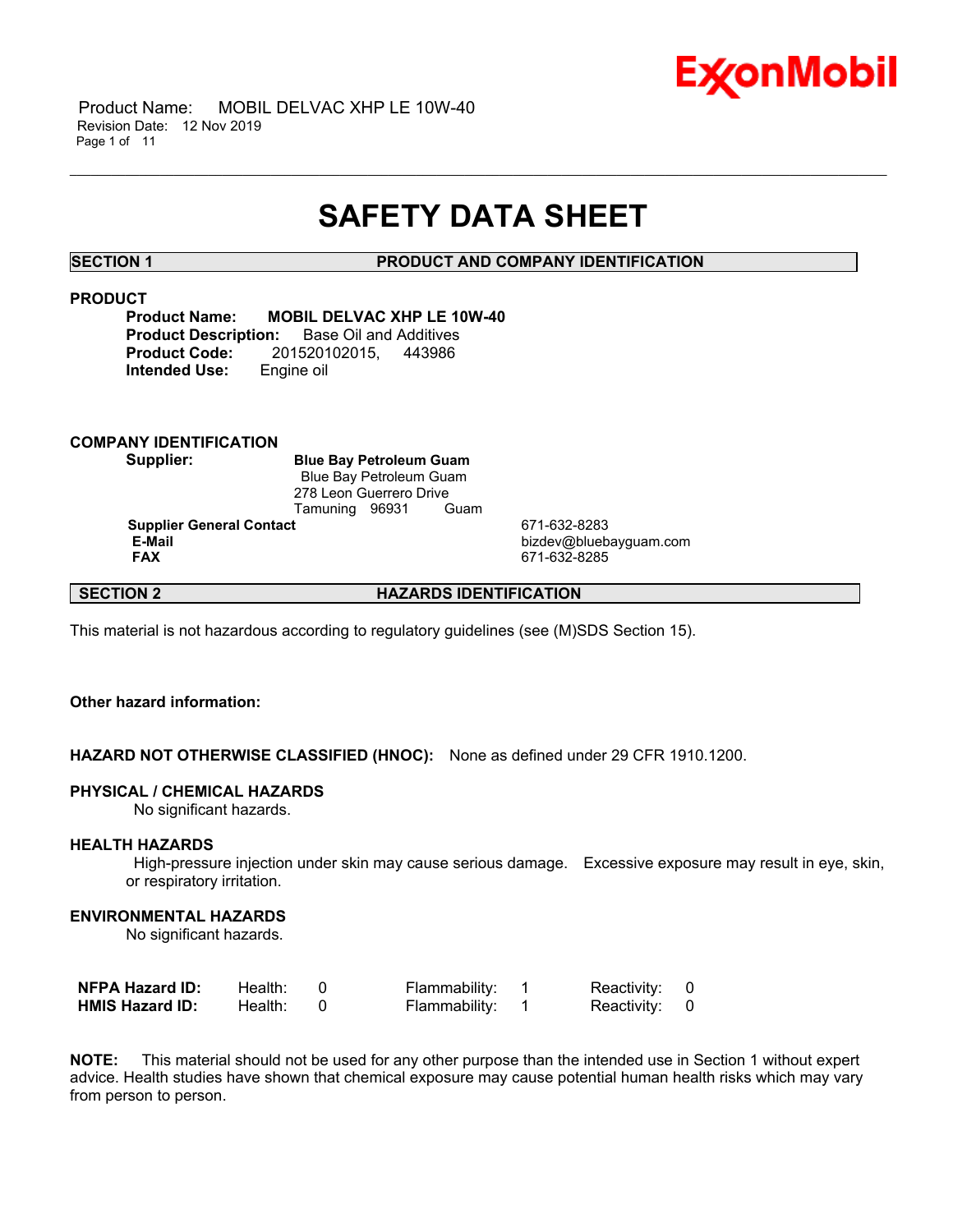# SAFETY DATA SHEET

## SECTION 1 PRODUCT AND COMPANY IDENTIFICATION

### PRODUCT

**Product Name:** **MOBIL DELVAC XHP LE 10W-40**
**Product Description:** Base Oil and Additives
**Product Code:** 201520102015, 443986
**Intended Use:** Engine oil

### COMPANY IDENTIFICATION

**Supplier:** **Blue Bay Petroleum Guam**
Blue Bay Petroleum Guam
278 Leon Guerrero Drive
Tamuning 96931 Guam

| | |
|---|---|
| **Supplier General Contact** | 671-632-8283 |
| **E-Mail** | bizdev@bluebayguam.com |
| **FAX** | 671-632-8285 |

## SECTION 2 HAZARDS IDENTIFICATION

This material is not hazardous according to regulatory guidelines (see (M)SDS Section 15).

**Other hazard information:**

**HAZARD NOT OTHERWISE CLASSIFIED (HNOC):** None as defined under 29 CFR 1910.1200.

**PHYSICAL / CHEMICAL HAZARDS**

No significant hazards.

**HEALTH HAZARDS**

High-pressure injection under skin may cause serious damage. Excessive exposure may result in eye, skin, or respiratory irritation.

**ENVIRONMENTAL HAZARDS**

No significant hazards.

| | | | | | | |
|---|---|---|---|---|---|---|
| **NFPA Hazard ID:** | Health: | 0 | Flammability: | 1 | Reactivity: | 0 |
| **HMIS Hazard ID:** | Health: | 0 | Flammability: | 1 | Reactivity: | 0 |

**NOTE:** This material should not be used for any other purpose than the intended use in Section 1 without expert advice. Health studies have shown that chemical exposure may cause potential human health risks which may vary from person to person.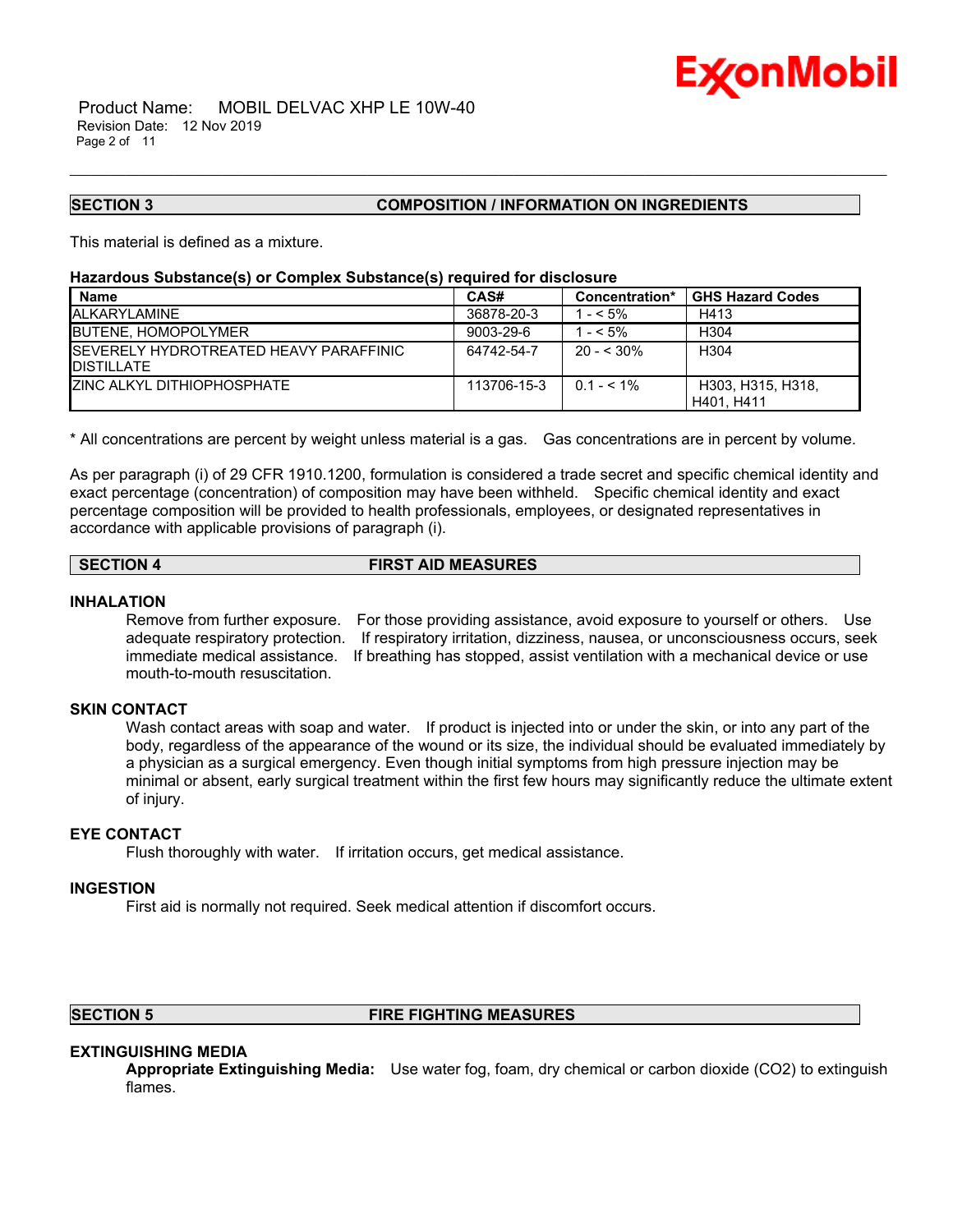## SECTION 3 COMPOSITION / INFORMATION ON INGREDIENTS

This material is defined as a mixture.

**Hazardous Substance(s) or Complex Substance(s) required for disclosure**

| Name | CAS# | Concentration* | GHS Hazard Codes |
|---|---|---|---|
| ALKARYLAMINE | 36878-20-3 | 1 - < 5% | H413 |
| BUTENE, HOMOPOLYMER | 9003-29-6 | 1 - < 5% | H304 |
| SEVERELY HYDROTREATED HEAVY PARAFFINIC DISTILLATE | 64742-54-7 | 20 - < 30% | H304 |
| ZINC ALKYL DITHIOPHOSPHATE | 113706-15-3 | 0.1 - < 1% | H303, H315, H318, H401, H411 |

* All concentrations are percent by weight unless material is a gas. Gas concentrations are in percent by volume.

As per paragraph (i) of 29 CFR 1910.1200, formulation is considered a trade secret and specific chemical identity and exact percentage (concentration) of composition may have been withheld. Specific chemical identity and exact percentage composition will be provided to health professionals, employees, or designated representatives in accordance with applicable provisions of paragraph (i).

## SECTION 4 FIRST AID MEASURES

### INHALATION

Remove from further exposure. For those providing assistance, avoid exposure to yourself or others. Use adequate respiratory protection. If respiratory irritation, dizziness, nausea, or unconsciousness occurs, seek immediate medical assistance. If breathing has stopped, assist ventilation with a mechanical device or use mouth-to-mouth resuscitation.

### SKIN CONTACT

Wash contact areas with soap and water. If product is injected into or under the skin, or into any part of the body, regardless of the appearance of the wound or its size, the individual should be evaluated immediately by a physician as a surgical emergency. Even though initial symptoms from high pressure injection may be minimal or absent, early surgical treatment within the first few hours may significantly reduce the ultimate extent of injury.

### EYE CONTACT

Flush thoroughly with water. If irritation occurs, get medical assistance.

### INGESTION

First aid is normally not required. Seek medical attention if discomfort occurs.

## SECTION 5 FIRE FIGHTING MEASURES

### EXTINGUISHING MEDIA

**Appropriate Extinguishing Media:** Use water fog, foam, dry chemical or carbon dioxide ($CO_2$) to extinguish flames.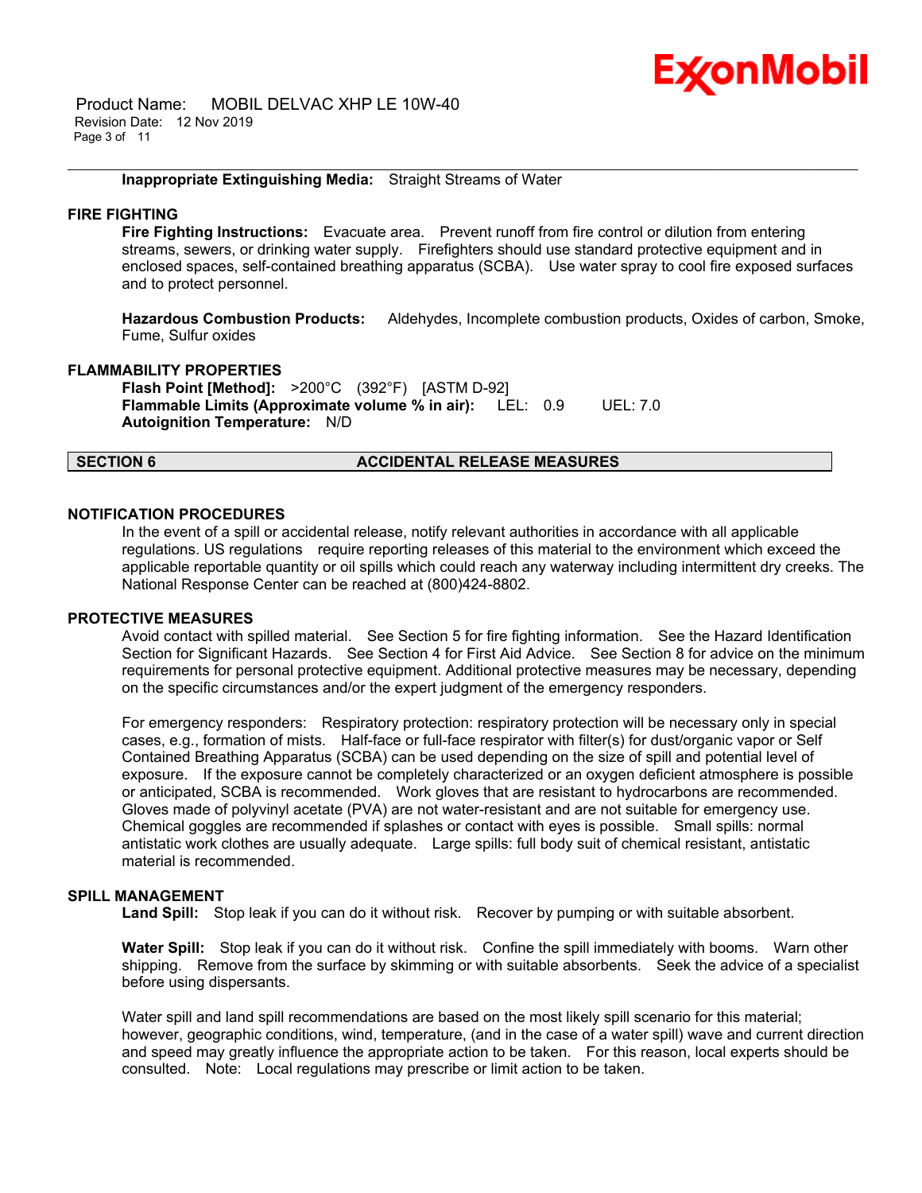**Inappropriate Extinguishing Media:** Straight Streams of Water

### FIRE FIGHTING

**Fire Fighting Instructions:** Evacuate area. Prevent runoff from fire control or dilution from entering streams, sewers, or drinking water supply. Firefighters should use standard protective equipment and in enclosed spaces, self-contained breathing apparatus (SCBA). Use water spray to cool fire exposed surfaces and to protect personnel.

**Hazardous Combustion Products:** Aldehydes, Incomplete combustion products, Oxides of carbon, Smoke, Fume, Sulfur oxides

### FLAMMABILITY PROPERTIES

**Flash Point [Method]:** >200°C (392°F) [ASTM D-92]
**Flammable Limits (Approximate volume % in air):** LEL: 0.9 UEL: 7.0
**Autoignition Temperature:** N/D

## SECTION 6 ACCIDENTAL RELEASE MEASURES

### NOTIFICATION PROCEDURES

In the event of a spill or accidental release, notify relevant authorities in accordance with all applicable regulations. US regulations require reporting releases of this material to the environment which exceed the applicable reportable quantity or oil spills which could reach any waterway including intermittent dry creeks. The National Response Center can be reached at (800)424-8802.

### PROTECTIVE MEASURES

Avoid contact with spilled material. See Section 5 for fire fighting information. See the Hazard Identification Section for Significant Hazards. See Section 4 for First Aid Advice. See Section 8 for advice on the minimum requirements for personal protective equipment. Additional protective measures may be necessary, depending on the specific circumstances and/or the expert judgment of the emergency responders.

For emergency responders: Respiratory protection: respiratory protection will be necessary only in special cases, e.g., formation of mists. Half-face or full-face respirator with filter(s) for dust/organic vapor or Self Contained Breathing Apparatus (SCBA) can be used depending on the size of spill and potential level of exposure. If the exposure cannot be completely characterized or an oxygen deficient atmosphere is possible or anticipated, SCBA is recommended. Work gloves that are resistant to hydrocarbons are recommended. Gloves made of polyvinyl acetate (PVA) are not water-resistant and are not suitable for emergency use. Chemical goggles are recommended if splashes or contact with eyes is possible. Small spills: normal antistatic work clothes are usually adequate. Large spills: full body suit of chemical resistant, antistatic material is recommended.

### SPILL MANAGEMENT

**Land Spill:** Stop leak if you can do it without risk. Recover by pumping or with suitable absorbent.

**Water Spill:** Stop leak if you can do it without risk. Confine the spill immediately with booms. Warn other shipping. Remove from the surface by skimming or with suitable absorbents. Seek the advice of a specialist before using dispersants.

Water spill and land spill recommendations are based on the most likely spill scenario for this material; however, geographic conditions, wind, temperature, (and in the case of a water spill) wave and current direction and speed may greatly influence the appropriate action to be taken. For this reason, local experts should be consulted. Note: Local regulations may prescribe or limit action to be taken.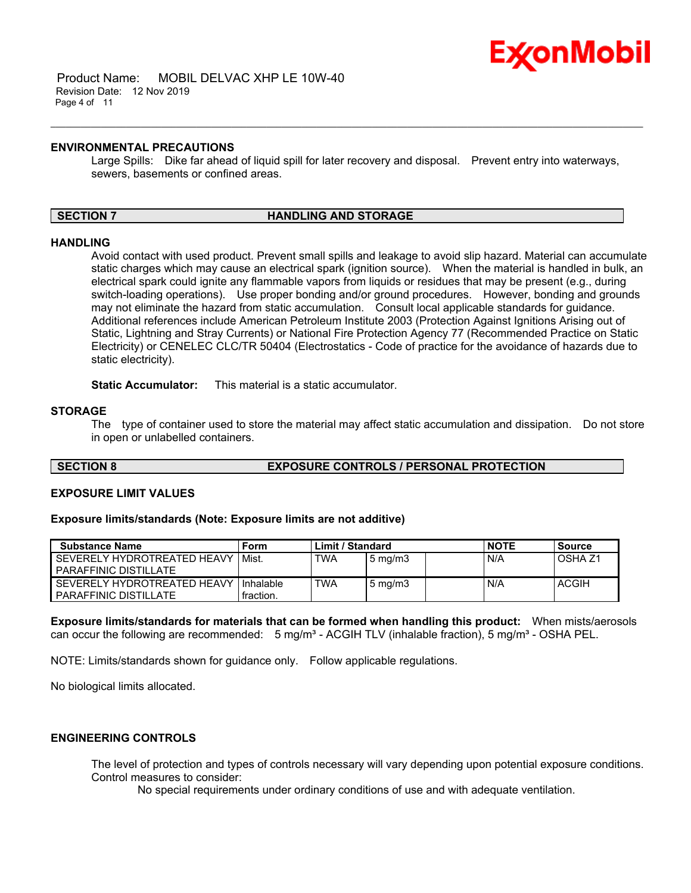### ENVIRONMENTAL PRECAUTIONS

Large Spills: Dike far ahead of liquid spill for later recovery and disposal. Prevent entry into waterways, sewers, basements or confined areas.

## SECTION 7 HANDLING AND STORAGE

### HANDLING

Avoid contact with used product. Prevent small spills and leakage to avoid slip hazard. Material can accumulate static charges which may cause an electrical spark (ignition source). When the material is handled in bulk, an electrical spark could ignite any flammable vapors from liquids or residues that may be present (e.g., during switch-loading operations). Use proper bonding and/or ground procedures. However, bonding and grounds may not eliminate the hazard from static accumulation. Consult local applicable standards for guidance. Additional references include American Petroleum Institute 2003 (Protection Against Ignitions Arising out of Static, Lightning and Stray Currents) or National Fire Protection Agency 77 (Recommended Practice on Static Electricity) or CENELEC CLC/TR 50404 (Electrostatics - Code of practice for the avoidance of hazards due to static electricity).

**Static Accumulator:** This material is a static accumulator.

### STORAGE

The type of container used to store the material may affect static accumulation and dissipation. Do not store in open or unlabelled containers.

## SECTION 8 EXPOSURE CONTROLS / PERSONAL PROTECTION

### EXPOSURE LIMIT VALUES

**Exposure limits/standards (Note: Exposure limits are not additive)**

| Substance Name | Form | Limit / Standard | | | NOTE | Source |
|---|---|---|---|---|---|---|
| SEVERELY HYDROTREATED HEAVY PARAFFINIC DISTILLATE | Mist. | TWA | 5 mg/m3 | | N/A | OSHA Z1 |
| SEVERELY HYDROTREATED HEAVY PARAFFINIC DISTILLATE | Inhalable fraction. | TWA | 5 mg/m3 | | N/A | ACGIH |

**Exposure limits/standards for materials that can be formed when handling this product:** When mists/aerosols can occur the following are recommended: 5 mg/m³ - ACGIH TLV (inhalable fraction), 5 mg/m³ - OSHA PEL.

NOTE: Limits/standards shown for guidance only. Follow applicable regulations.

No biological limits allocated.

### ENGINEERING CONTROLS

The level of protection and types of controls necessary will vary depending upon potential exposure conditions. Control measures to consider:

No special requirements under ordinary conditions of use and with adequate ventilation.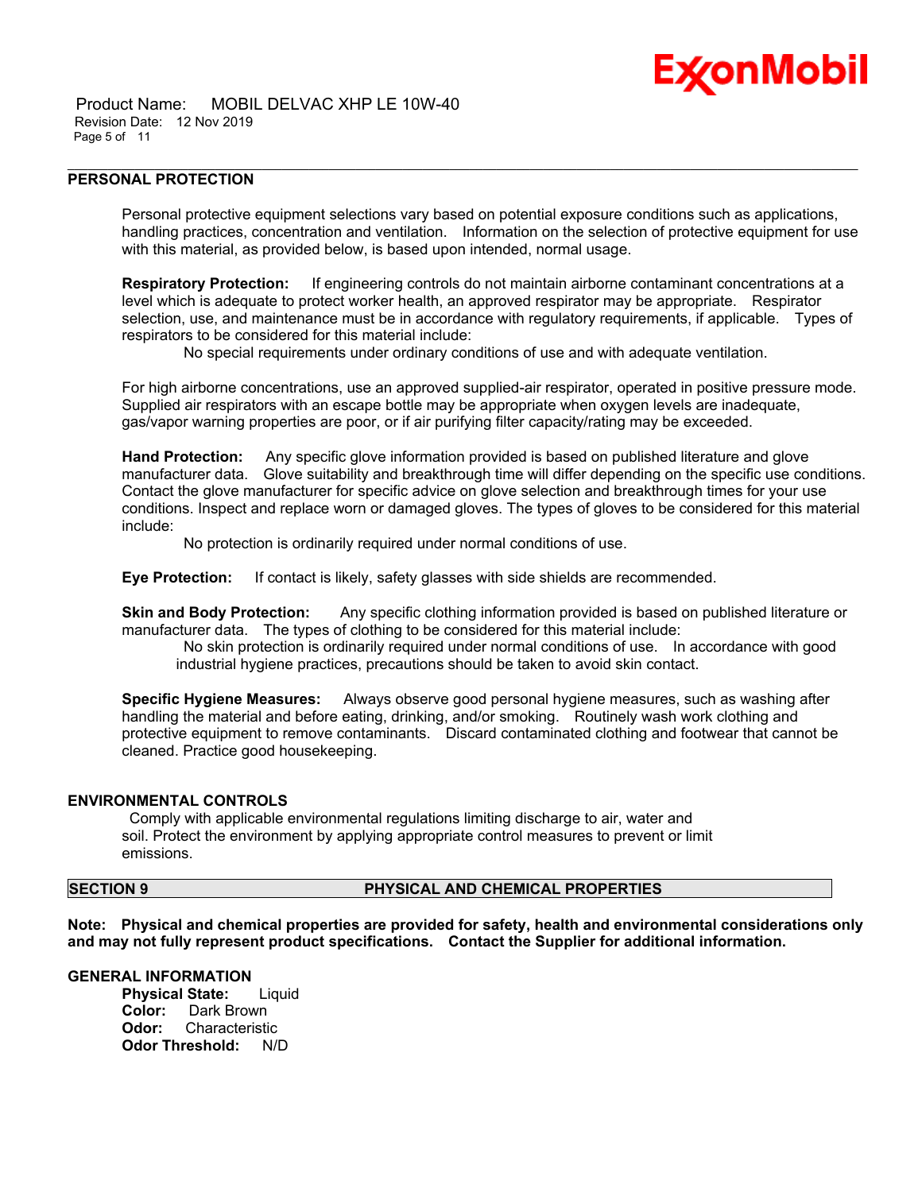### PERSONAL PROTECTION

Personal protective equipment selections vary based on potential exposure conditions such as applications, handling practices, concentration and ventilation. Information on the selection of protective equipment for use with this material, as provided below, is based upon intended, normal usage.

**Respiratory Protection:** If engineering controls do not maintain airborne contaminant concentrations at a level which is adequate to protect worker health, an approved respirator may be appropriate. Respirator selection, use, and maintenance must be in accordance with regulatory requirements, if applicable. Types of respirators to be considered for this material include:

No special requirements under ordinary conditions of use and with adequate ventilation.

For high airborne concentrations, use an approved supplied-air respirator, operated in positive pressure mode. Supplied air respirators with an escape bottle may be appropriate when oxygen levels are inadequate, gas/vapor warning properties are poor, or if air purifying filter capacity/rating may be exceeded.

**Hand Protection:** Any specific glove information provided is based on published literature and glove manufacturer data. Glove suitability and breakthrough time will differ depending on the specific use conditions. Contact the glove manufacturer for specific advice on glove selection and breakthrough times for your use conditions. Inspect and replace worn or damaged gloves. The types of gloves to be considered for this material include:

No protection is ordinarily required under normal conditions of use.

**Eye Protection:** If contact is likely, safety glasses with side shields are recommended.

**Skin and Body Protection:** Any specific clothing information provided is based on published literature or manufacturer data. The types of clothing to be considered for this material include:

No skin protection is ordinarily required under normal conditions of use. In accordance with good industrial hygiene practices, precautions should be taken to avoid skin contact.

**Specific Hygiene Measures:** Always observe good personal hygiene measures, such as washing after handling the material and before eating, drinking, and/or smoking. Routinely wash work clothing and protective equipment to remove contaminants. Discard contaminated clothing and footwear that cannot be cleaned. Practice good housekeeping.

### ENVIRONMENTAL CONTROLS

Comply with applicable environmental regulations limiting discharge to air, water and soil. Protect the environment by applying appropriate control measures to prevent or limit emissions.

## SECTION 9 PHYSICAL AND CHEMICAL PROPERTIES

**Note: Physical and chemical properties are provided for safety, health and environmental considerations only and may not fully represent product specifications. Contact the Supplier for additional information.**

### GENERAL INFORMATION

**Physical State:** Liquid
**Color:** Dark Brown
**Odor:** Characteristic
**Odor Threshold:** N/D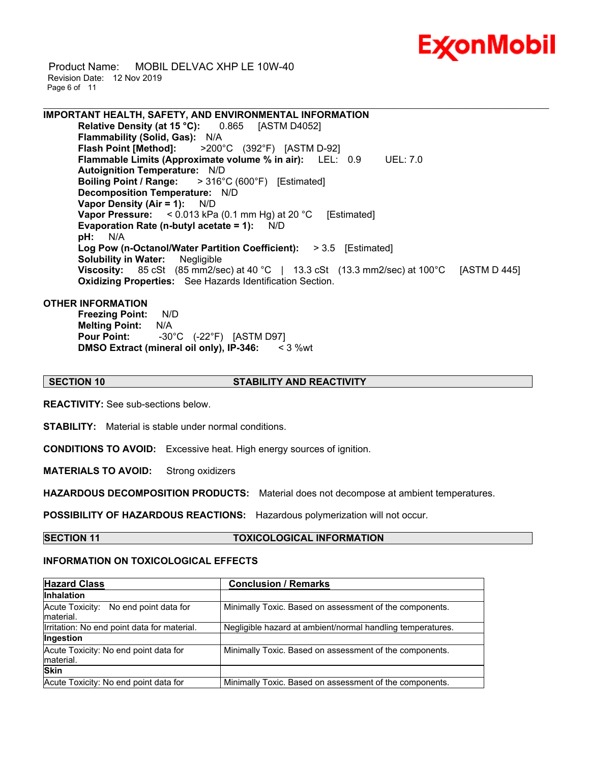**IMPORTANT HEALTH, SAFETY, AND ENVIRONMENTAL INFORMATION**

**Relative Density (at 15 °C):** 0.865 [ASTM D4052]
**Flammability (Solid, Gas):** N/A
**Flash Point [Method]:** >200°C (392°F) [ASTM D-92]
**Flammable Limits (Approximate volume % in air):** LEL: 0.9 UEL: 7.0
**Autoignition Temperature:** N/D
**Boiling Point / Range:** > 316°C (600°F) [Estimated]
**Decomposition Temperature:** N/D
**Vapor Density (Air = 1):** N/D
**Vapor Pressure:** < 0.013 kPa (0.1 mm Hg) at 20 °C [Estimated]
**Evaporation Rate (n-butyl acetate = 1):** N/D
**pH:** N/A
**Log Pow (n-Octanol/Water Partition Coefficient):** > 3.5 [Estimated]
**Solubility in Water:** Negligible
**Viscosity:** 85 cSt (85 mm2/sec) at 40 °C | 13.3 cSt (13.3 mm2/sec) at 100°C [ASTM D 445]
**Oxidizing Properties:** See Hazards Identification Section.

**OTHER INFORMATION**

**Freezing Point:** N/D
**Melting Point:** N/A
**Pour Point:** -30°C (-22°F) [ASTM D97]
**DMSO Extract (mineral oil only), IP-346:** < 3 %wt

## SECTION 10 STABILITY AND REACTIVITY

**REACTIVITY:** See sub-sections below.

**STABILITY:** Material is stable under normal conditions.

**CONDITIONS TO AVOID:** Excessive heat. High energy sources of ignition.

**MATERIALS TO AVOID:** Strong oxidizers

**HAZARDOUS DECOMPOSITION PRODUCTS:** Material does not decompose at ambient temperatures.

**POSSIBILITY OF HAZARDOUS REACTIONS:** Hazardous polymerization will not occur.

## SECTION 11 TOXICOLOGICAL INFORMATION

**INFORMATION ON TOXICOLOGICAL EFFECTS**

| Hazard Class | Conclusion / Remarks |
|---|---|
| **Inhalation** | |
| Acute Toxicity: No end point data for material. | Minimally Toxic. Based on assessment of the components. |
| Irritation: No end point data for material. | Negligible hazard at ambient/normal handling temperatures. |
| **Ingestion** | |
| Acute Toxicity: No end point data for material. | Minimally Toxic. Based on assessment of the components. |
| **Skin** | |
| Acute Toxicity: No end point data for | Minimally Toxic. Based on assessment of the components. |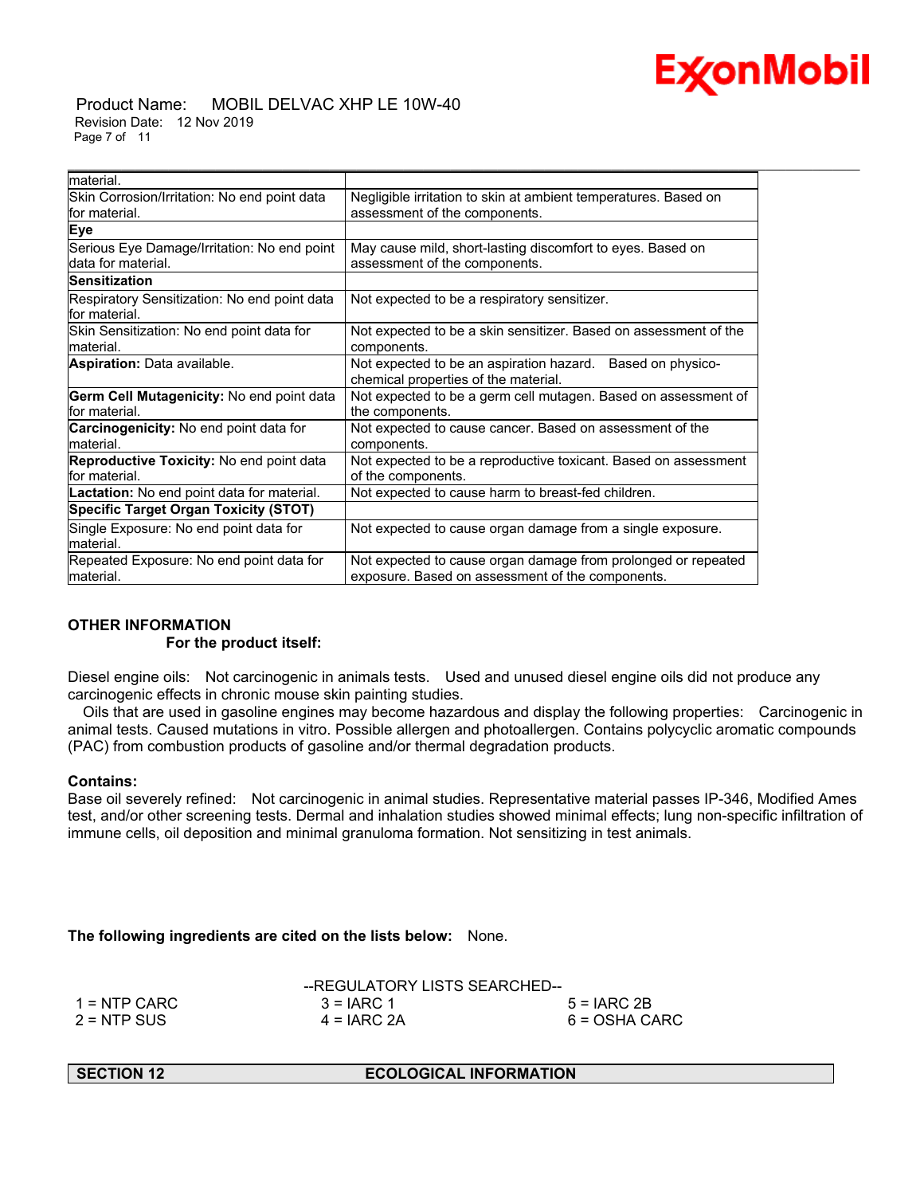| material. | |
|---|---|
| Skin Corrosion/Irritation: No end point data for material. | Negligible irritation to skin at ambient temperatures. Based on assessment of the components. |
| **Eye** | |
| Serious Eye Damage/Irritation: No end point data for material. | May cause mild, short-lasting discomfort to eyes. Based on assessment of the components. |
| **Sensitization** | |
| Respiratory Sensitization: No end point data for material. | Not expected to be a respiratory sensitizer. |
| Skin Sensitization: No end point data for material. | Not expected to be a skin sensitizer. Based on assessment of the components. |
| **Aspiration:** Data available. | Not expected to be an aspiration hazard. Based on physico-chemical properties of the material. |
| **Germ Cell Mutagenicity:** No end point data for material. | Not expected to be a germ cell mutagen. Based on assessment of the components. |
| **Carcinogenicity:** No end point data for material. | Not expected to cause cancer. Based on assessment of the components. |
| **Reproductive Toxicity:** No end point data for material. | Not expected to be a reproductive toxicant. Based on assessment of the components. |
| **Lactation:** No end point data for material. | Not expected to cause harm to breast-fed children. |
| **Specific Target Organ Toxicity (STOT)** | |
| Single Exposure: No end point data for material. | Not expected to cause organ damage from a single exposure. |
| Repeated Exposure: No end point data for material. | Not expected to cause organ damage from prolonged or repeated exposure. Based on assessment of the components. |

**OTHER INFORMATION**

**For the product itself:**

Diesel engine oils: Not carcinogenic in animals tests. Used and unused diesel engine oils did not produce any carcinogenic effects in chronic mouse skin painting studies.

Oils that are used in gasoline engines may become hazardous and display the following properties: Carcinogenic in animal tests. Caused mutations in vitro. Possible allergen and photoallergen. Contains polycyclic aromatic compounds (PAC) from combustion products of gasoline and/or thermal degradation products.

**Contains:**

Base oil severely refined: Not carcinogenic in animal studies. Representative material passes IP-346, Modified Ames test, and/or other screening tests. Dermal and inhalation studies showed minimal effects; lung non-specific infiltration of immune cells, oil deposition and minimal granuloma formation. Not sensitizing in test animals.

**The following ingredients are cited on the lists below:** None.

--REGULATORY LISTS SEARCHED--

| | | |
|---|---|---|
| 1 = NTP CARC | 3 = IARC 1 | 5 = IARC 2B |
| 2 = NTP SUS | 4 = IARC 2A | 6 = OSHA CARC |

## SECTION 12 ECOLOGICAL INFORMATION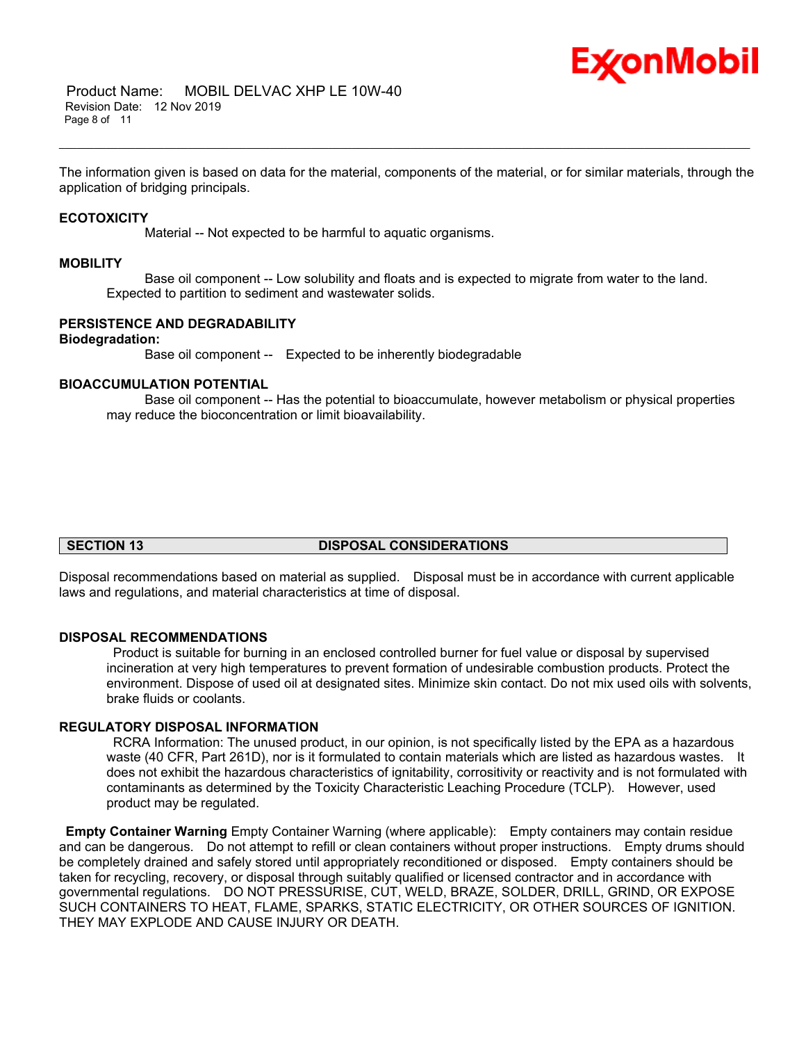The information given is based on data for the material, components of the material, or for similar materials, through the application of bridging principals.

### ECOTOXICITY

Material -- Not expected to be harmful to aquatic organisms.

### MOBILITY

Base oil component -- Low solubility and floats and is expected to migrate from water to the land. Expected to partition to sediment and wastewater solids.

### PERSISTENCE AND DEGRADABILITY

**Biodegradation:**

Base oil component -- Expected to be inherently biodegradable

### BIOACCUMULATION POTENTIAL

Base oil component -- Has the potential to bioaccumulate, however metabolism or physical properties may reduce the bioconcentration or limit bioavailability.

## SECTION 13 DISPOSAL CONSIDERATIONS

Disposal recommendations based on material as supplied. Disposal must be in accordance with current applicable laws and regulations, and material characteristics at time of disposal.

### DISPOSAL RECOMMENDATIONS

Product is suitable for burning in an enclosed controlled burner for fuel value or disposal by supervised incineration at very high temperatures to prevent formation of undesirable combustion products. Protect the environment. Dispose of used oil at designated sites. Minimize skin contact. Do not mix used oils with solvents, brake fluids or coolants.

### REGULATORY DISPOSAL INFORMATION

RCRA Information: The unused product, in our opinion, is not specifically listed by the EPA as a hazardous waste (40 CFR, Part 261D), nor is it formulated to contain materials which are listed as hazardous wastes. It does not exhibit the hazardous characteristics of ignitability, corrositivity or reactivity and is not formulated with contaminants as determined by the Toxicity Characteristic Leaching Procedure (TCLP). However, used product may be regulated.

**Empty Container Warning** Empty Container Warning (where applicable): Empty containers may contain residue and can be dangerous. Do not attempt to refill or clean containers without proper instructions. Empty drums should be completely drained and safely stored until appropriately reconditioned or disposed. Empty containers should be taken for recycling, recovery, or disposal through suitably qualified or licensed contractor and in accordance with governmental regulations. DO NOT PRESSURISE, CUT, WELD, BRAZE, SOLDER, DRILL, GRIND, OR EXPOSE SUCH CONTAINERS TO HEAT, FLAME, SPARKS, STATIC ELECTRICITY, OR OTHER SOURCES OF IGNITION. THEY MAY EXPLODE AND CAUSE INJURY OR DEATH.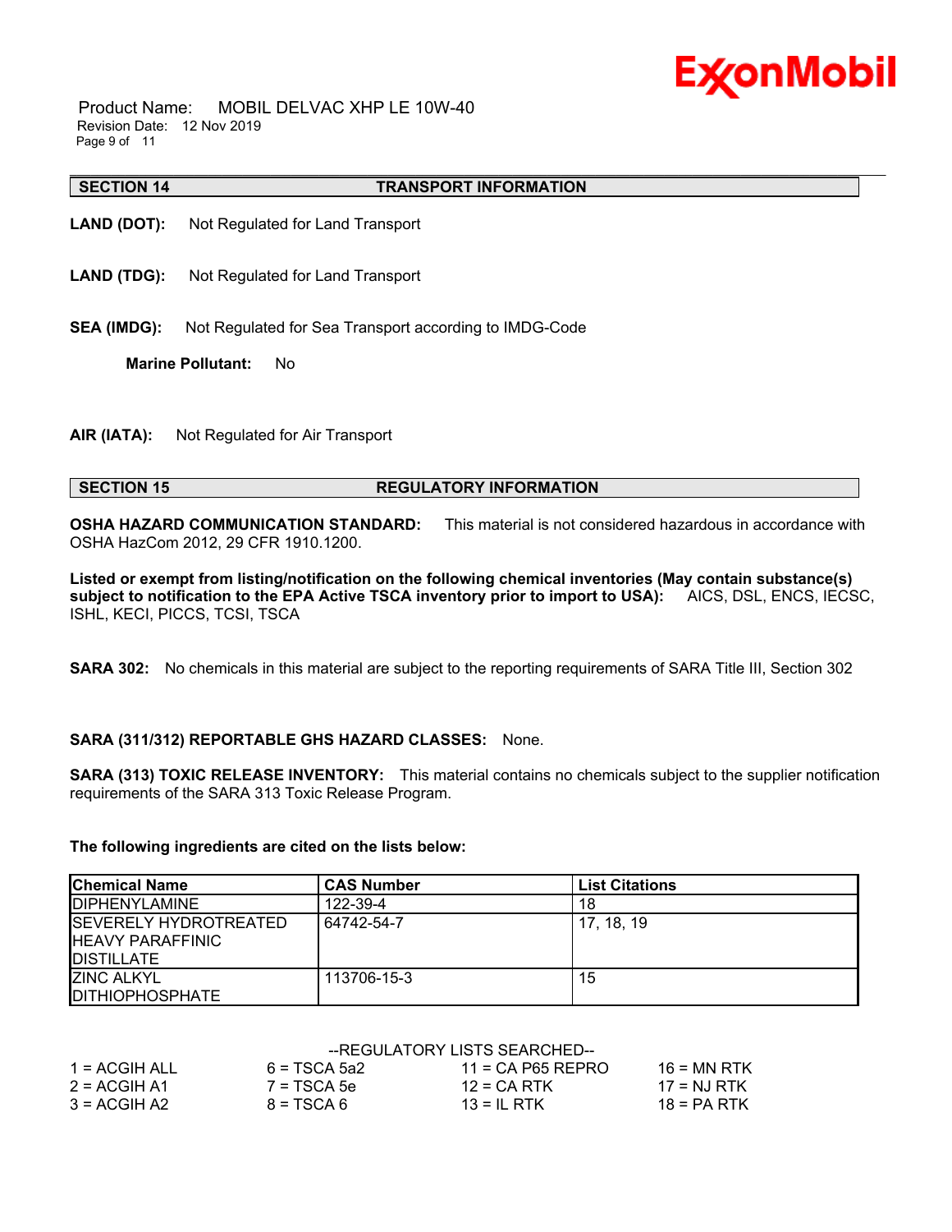## SECTION 14 TRANSPORT INFORMATION

**LAND (DOT):** Not Regulated for Land Transport

**LAND (TDG):** Not Regulated for Land Transport

**SEA (IMDG):** Not Regulated for Sea Transport according to IMDG-Code

**Marine Pollutant:** No

**AIR (IATA):** Not Regulated for Air Transport

## SECTION 15 REGULATORY INFORMATION

**OSHA HAZARD COMMUNICATION STANDARD:** This material is not considered hazardous in accordance with OSHA HazCom 2012, 29 CFR 1910.1200.

**Listed or exempt from listing/notification on the following chemical inventories (May contain substance(s) subject to notification to the EPA Active TSCA inventory prior to import to USA):** AICS, DSL, ENCS, IECSC, ISHL, KECI, PICCS, TCSI, TSCA

**SARA 302:** No chemicals in this material are subject to the reporting requirements of SARA Title III, Section 302

**SARA (311/312) REPORTABLE GHS HAZARD CLASSES:** None.

**SARA (313) TOXIC RELEASE INVENTORY:** This material contains no chemicals subject to the supplier notification requirements of the SARA 313 Toxic Release Program.

**The following ingredients are cited on the lists below:**

| Chemical Name | CAS Number | List Citations |
|---|---|---|
| DIPHENYLAMINE | 122-39-4 | 18 |
| SEVERELY HYDROTREATED HEAVY PARAFFINIC DISTILLATE | 64742-54-7 | 17, 18, 19 |
| ZINC ALKYL DITHIOPHOSPHATE | 113706-15-3 | 15 |

--REGULATORY LISTS SEARCHED--

| | | | |
|---|---|---|---|
| 1 = ACGIH ALL | 6 = TSCA 5a2 | 11 = CA P65 REPRO | 16 = MN RTK |
| 2 = ACGIH A1 | 7 = TSCA 5e | 12 = CA RTK | 17 = NJ RTK |
| 3 = ACGIH A2 | 8 = TSCA 6 | 13 = IL RTK | 18 = PA RTK |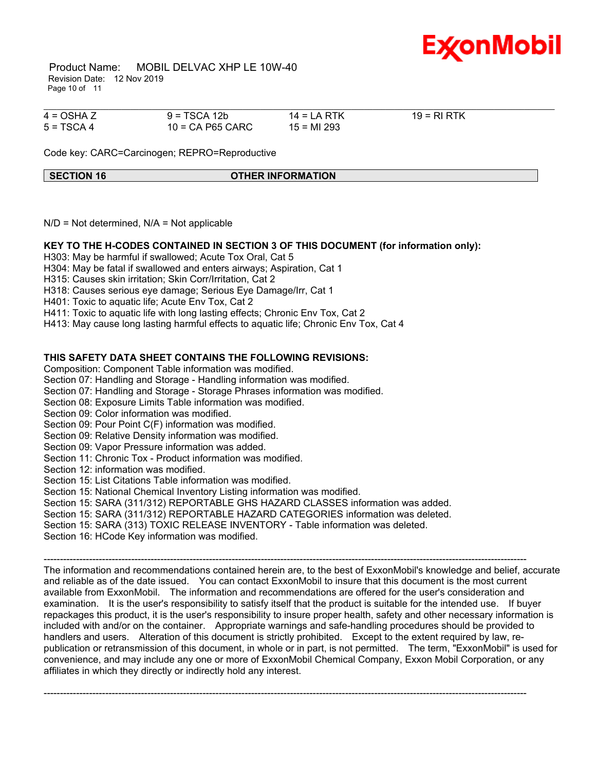| | | | |
|---|---|---|---|
| 4 = OSHA Z | 9 = TSCA 12b | 14 = LA RTK | 19 = RI RTK |
| 5 = TSCA 4 | 10 = CA P65 CARC | 15 = MI 293 | |

Code key: CARC=Carcinogen; REPRO=Reproductive

## SECTION 16 OTHER INFORMATION

N/D = Not determined, N/A = Not applicable

**KEY TO THE H-CODES CONTAINED IN SECTION 3 OF THIS DOCUMENT (for information only):**

H303: May be harmful if swallowed; Acute Tox Oral, Cat 5
H304: May be fatal if swallowed and enters airways; Aspiration, Cat 1
H315: Causes skin irritation; Skin Corr/Irritation, Cat 2
H318: Causes serious eye damage; Serious Eye Damage/Irr, Cat 1
H401: Toxic to aquatic life; Acute Env Tox, Cat 2
H411: Toxic to aquatic life with long lasting effects; Chronic Env Tox, Cat 2
H413: May cause long lasting harmful effects to aquatic life; Chronic Env Tox, Cat 4

**THIS SAFETY DATA SHEET CONTAINS THE FOLLOWING REVISIONS:**

Composition: Component Table information was modified.
Section 07: Handling and Storage - Handling information was modified.
Section 07: Handling and Storage - Storage Phrases information was modified.
Section 08: Exposure Limits Table information was modified.
Section 09: Color information was modified.
Section 09: Pour Point C(F) information was modified.
Section 09: Relative Density information was modified.
Section 09: Vapor Pressure information was added.
Section 11: Chronic Tox - Product information was modified.
Section 12: information was modified.
Section 15: List Citations Table information was modified.
Section 15: National Chemical Inventory Listing information was modified.
Section 15: SARA (311/312) REPORTABLE GHS HAZARD CLASSES information was added.
Section 15: SARA (311/312) REPORTABLE HAZARD CATEGORIES information was deleted.
Section 15: SARA (313) TOXIC RELEASE INVENTORY - Table information was deleted.
Section 16: HCode Key information was modified.

---

The information and recommendations contained herein are, to the best of ExxonMobil's knowledge and belief, accurate and reliable as of the date issued. You can contact ExxonMobil to insure that this document is the most current available from ExxonMobil. The information and recommendations are offered for the user's consideration and examination. It is the user's responsibility to satisfy itself that the product is suitable for the intended use. If buyer repackages this product, it is the user's responsibility to insure proper health, safety and other necessary information is included with and/or on the container. Appropriate warnings and safe-handling procedures should be provided to handlers and users. Alteration of this document is strictly prohibited. Except to the extent required by law, re-publication or retransmission of this document, in whole or in part, is not permitted. The term, "ExxonMobil" is used for convenience, and may include any one or more of ExxonMobil Chemical Company, Exxon Mobil Corporation, or any affiliates in which they directly or indirectly hold any interest.

---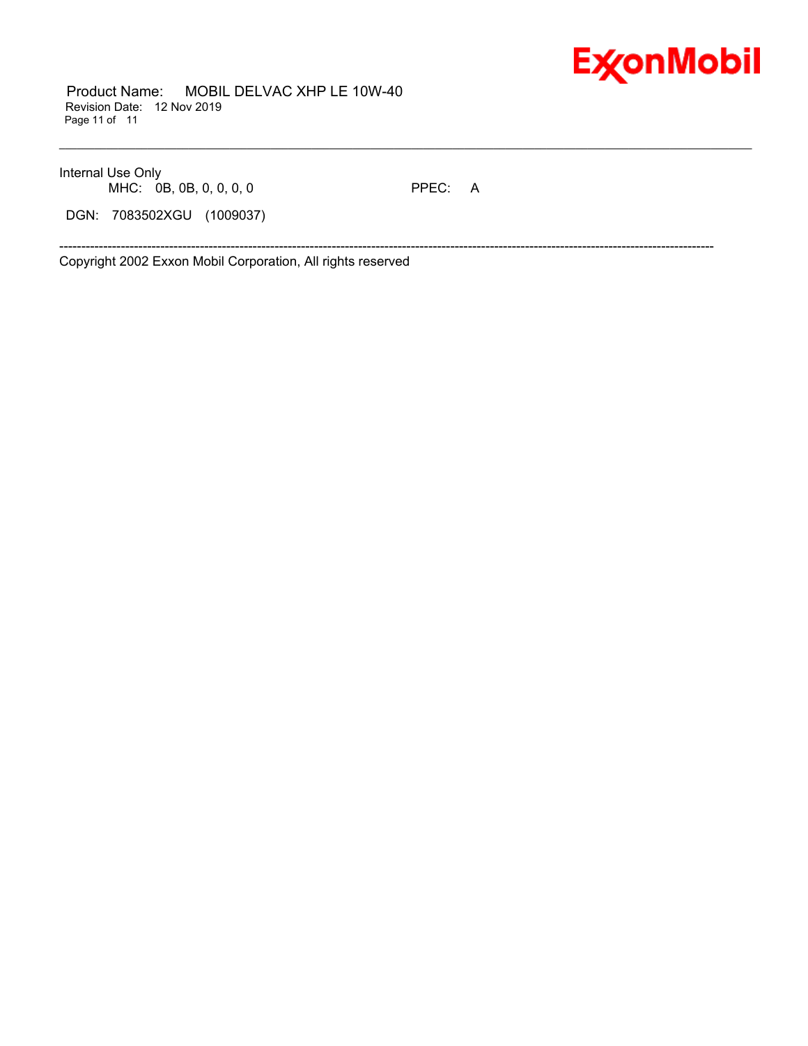Internal Use Only

MHC: 0B, 0B, 0, 0, 0, 0　　　　PPEC: A

DGN: 7083502XGU (1009037)

---

Copyright 2002 Exxon Mobil Corporation, All rights reserved